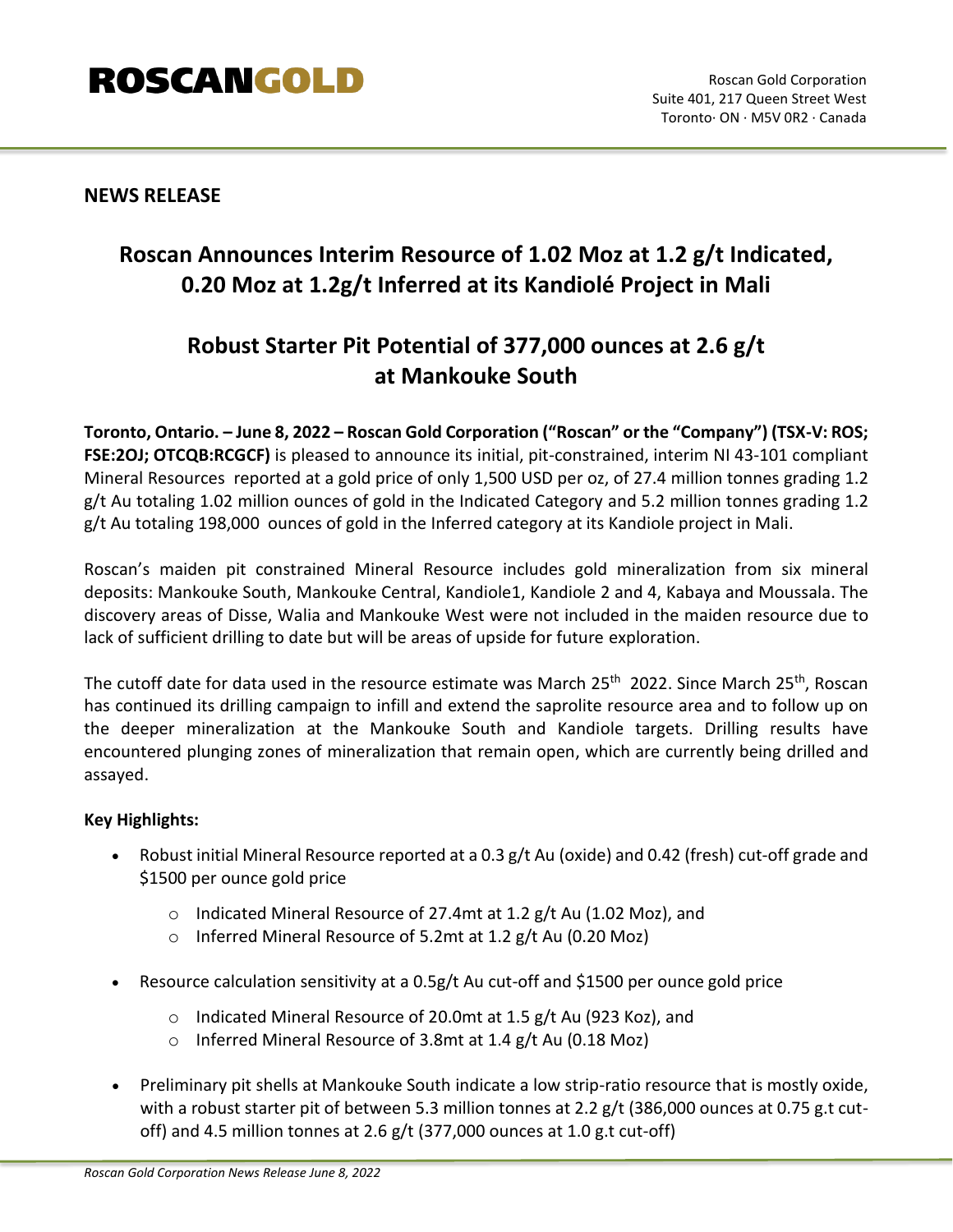ROSCANGOLD

Roscan Gold Corporation
Suite 401, 217 Queen Street West
Toronto· ON · M5V 0R2 · Canada

**NEWS RELEASE**

# Roscan Announces Interim Resource of 1.02 Moz at 1.2 g/t Indicated, 0.20 Moz at 1.2g/t Inferred at its Kandiolé Project in Mali

# Robust Starter Pit Potential of 377,000 ounces at 2.6 g/t at Mankouke South

**Toronto, Ontario. – June 8, 2022 – Roscan Gold Corporation ("Roscan" or the "Company") (TSX-V: ROS; FSE:2OJ; OTCQB:RCGCF)** is pleased to announce its initial, pit-constrained, interim NI 43-101 compliant Mineral Resources reported at a gold price of only 1,500 USD per oz, of 27.4 million tonnes grading 1.2 g/t Au totaling 1.02 million ounces of gold in the Indicated Category and 5.2 million tonnes grading 1.2 g/t Au totaling 198,000 ounces of gold in the Inferred category at its Kandiole project in Mali.

Roscan's maiden pit constrained Mineral Resource includes gold mineralization from six mineral deposits: Mankouke South, Mankouke Central, Kandiole1, Kandiole 2 and 4, Kabaya and Moussala. The discovery areas of Disse, Walia and Mankouke West were not included in the maiden resource due to lack of sufficient drilling to date but will be areas of upside for future exploration.

The cutoff date for data used in the resource estimate was March 25th 2022. Since March 25th, Roscan has continued its drilling campaign to infill and extend the saprolite resource area and to follow up on the deeper mineralization at the Mankouke South and Kandiole targets. Drilling results have encountered plunging zones of mineralization that remain open, which are currently being drilled and assayed.

**Key Highlights:**

- Robust initial Mineral Resource reported at a 0.3 g/t Au (oxide) and 0.42 (fresh) cut-off grade and $1500 per ounce gold price
    - Indicated Mineral Resource of 27.4mt at 1.2 g/t Au (1.02 Moz), and
    - Inferred Mineral Resource of 5.2mt at 1.2 g/t Au (0.20 Moz)
- Resource calculation sensitivity at a 0.5g/t Au cut-off and $1500 per ounce gold price
    - Indicated Mineral Resource of 20.0mt at 1.5 g/t Au (923 Koz), and
    - Inferred Mineral Resource of 3.8mt at 1.4 g/t Au (0.18 Moz)
- Preliminary pit shells at Mankouke South indicate a low strip-ratio resource that is mostly oxide, with a robust starter pit of between 5.3 million tonnes at 2.2 g/t (386,000 ounces at 0.75 g.t cut-off) and 4.5 million tonnes at 2.6 g/t (377,000 ounces at 1.0 g.t cut-off)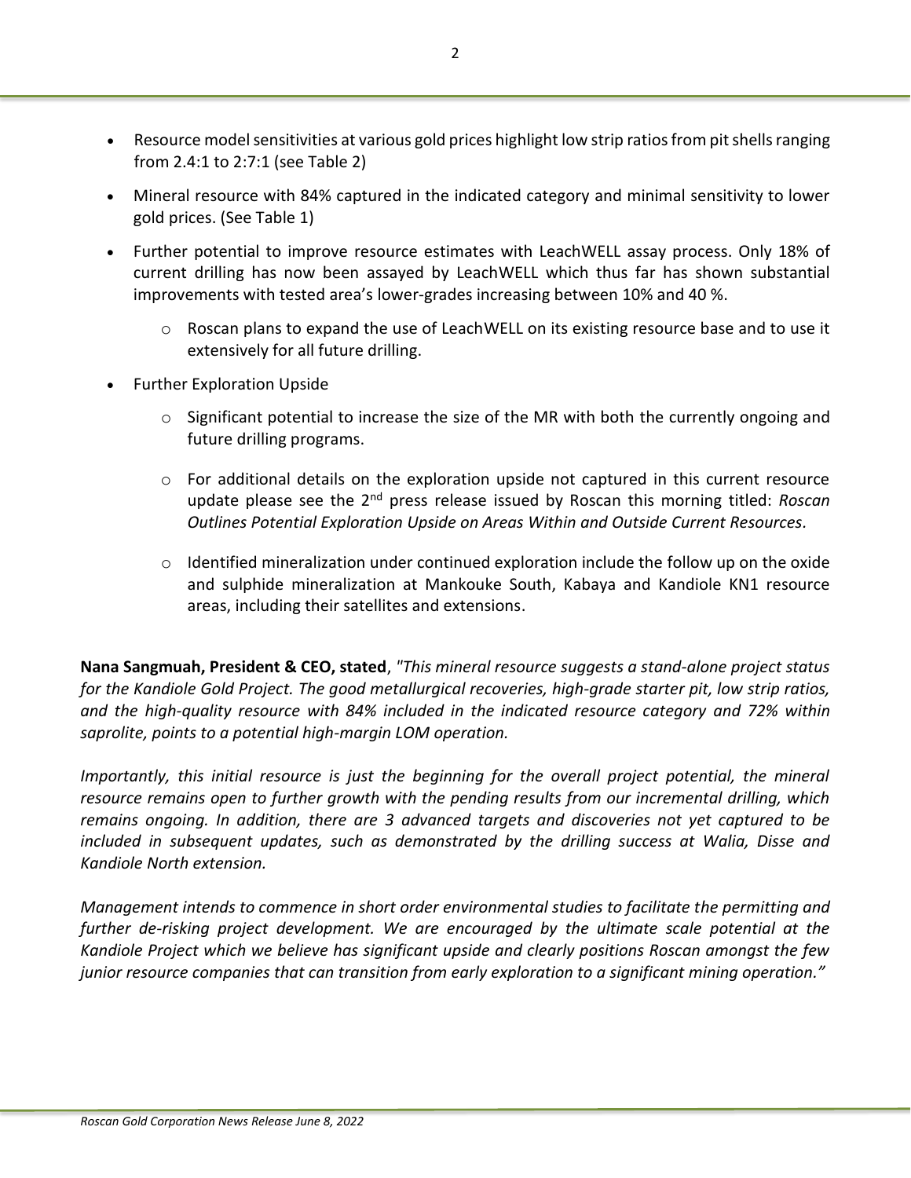- Resource model sensitivities at various gold prices highlight low strip ratios from pit shells ranging from 2.4:1 to 2:7:1 (see Table 2)
- Mineral resource with 84% captured in the indicated category and minimal sensitivity to lower gold prices. (See Table 1)
- Further potential to improve resource estimates with LeachWELL assay process. Only 18% of current drilling has now been assayed by LeachWELL which thus far has shown substantial improvements with tested area's lower-grades increasing between 10% and 40 %.
  - Roscan plans to expand the use of LeachWELL on its existing resource base and to use it extensively for all future drilling.
- Further Exploration Upside
  - Significant potential to increase the size of the MR with both the currently ongoing and future drilling programs.
  - For additional details on the exploration upside not captured in this current resource update please see the 2nd press release issued by Roscan this morning titled: *Roscan Outlines Potential Exploration Upside on Areas Within and Outside Current Resources.*
  - Identified mineralization under continued exploration include the follow up on the oxide and sulphide mineralization at Mankouke South, Kabaya and Kandiole KN1 resource areas, including their satellites and extensions.

**Nana Sangmuah, President & CEO, stated**, *"This mineral resource suggests a stand-alone project status for the Kandiole Gold Project. The good metallurgical recoveries, high-grade starter pit, low strip ratios, and the high-quality resource with 84% included in the indicated resource category and 72% within saprolite, points to a potential high-margin LOM operation.*

*Importantly, this initial resource is just the beginning for the overall project potential, the mineral resource remains open to further growth with the pending results from our incremental drilling, which remains ongoing. In addition, there are 3 advanced targets and discoveries not yet captured to be included in subsequent updates, such as demonstrated by the drilling success at Walia, Disse and Kandiole North extension.*

*Management intends to commence in short order environmental studies to facilitate the permitting and further de-risking project development. We are encouraged by the ultimate scale potential at the Kandiole Project which we believe has significant upside and clearly positions Roscan amongst the few junior resource companies that can transition from early exploration to a significant mining operation."*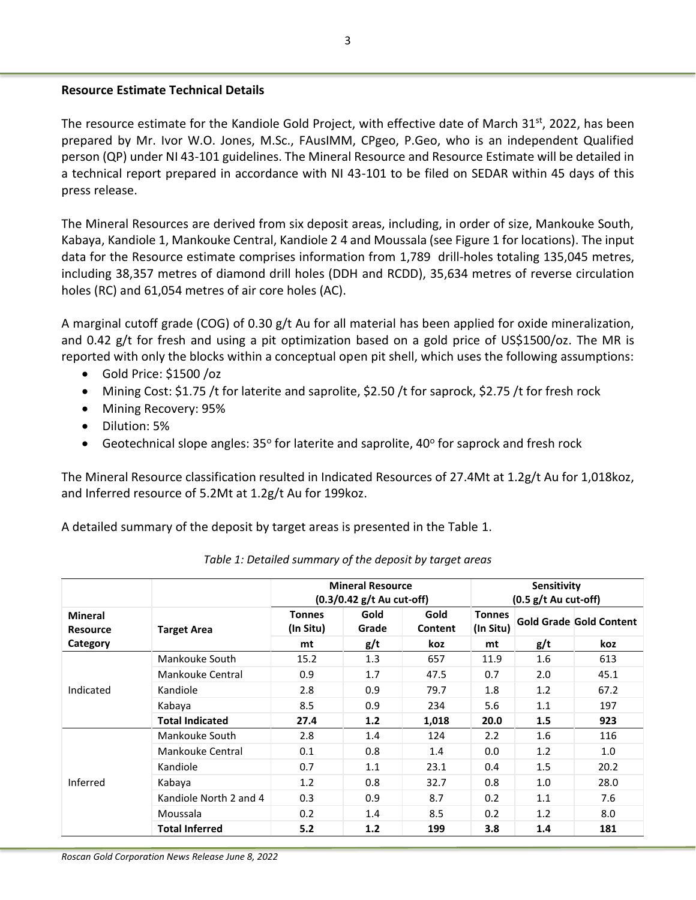**Resource Estimate Technical Details**

The resource estimate for the Kandiole Gold Project, with effective date of March 31st, 2022, has been prepared by Mr. Ivor W.O. Jones, M.Sc., FAusIMM, CPgeo, P.Geo, who is an independent Qualified person (QP) under NI 43-101 guidelines. The Mineral Resource and Resource Estimate will be detailed in a technical report prepared in accordance with NI 43-101 to be filed on SEDAR within 45 days of this press release.

The Mineral Resources are derived from six deposit areas, including, in order of size, Mankouke South, Kabaya, Kandiole 1, Mankouke Central, Kandiole 2 4 and Moussala (see Figure 1 for locations). The input data for the Resource estimate comprises information from 1,789 drill-holes totaling 135,045 metres, including 38,357 metres of diamond drill holes (DDH and RCDD), 35,634 metres of reverse circulation holes (RC) and 61,054 metres of air core holes (AC).

A marginal cutoff grade (COG) of 0.30 g/t Au for all material has been applied for oxide mineralization, and 0.42 g/t for fresh and using a pit optimization based on a gold price of US$1500/oz. The MR is reported with only the blocks within a conceptual open pit shell, which uses the following assumptions:

- Gold Price: $1500 /oz
- Mining Cost: $1.75 /t for laterite and saprolite, $2.50 /t for saprock, $2.75 /t for fresh rock
- Mining Recovery: 95%
- Dilution: 5%
- Geotechnical slope angles: 35° for laterite and saprolite, 40° for saprock and fresh rock

The Mineral Resource classification resulted in Indicated Resources of 27.4Mt at 1.2g/t Au for 1,018koz, and Inferred resource of 5.2Mt at 1.2g/t Au for 199koz.

A detailed summary of the deposit by target areas is presented in the Table 1.

*Table 1: Detailed summary of the deposit by target areas*

| | | Mineral Resource (0.3/0.42 g/t Au cut-off) | | | Sensitivity (0.5 g/t Au cut-off) | | |
|---|---|---|---|---|---|---|---|
| Mineral Resource Category | Target Area | Tonnes (In Situ) | Gold Grade | Gold Content | Tonnes (In Situ) | Gold Grade | Gold Content |
| | | mt | g/t | koz | mt | g/t | koz |
| Indicated | Mankouke South | 15.2 | 1.3 | 657 | 11.9 | 1.6 | 613 |
| | Mankouke Central | 0.9 | 1.7 | 47.5 | 0.7 | 2.0 | 45.1 |
| | Kandiole | 2.8 | 0.9 | 79.7 | 1.8 | 1.2 | 67.2 |
| | Kabaya | 8.5 | 0.9 | 234 | 5.6 | 1.1 | 197 |
| | **Total Indicated** | **27.4** | **1.2** | **1,018** | **20.0** | **1.5** | **923** |
| Inferred | Mankouke South | 2.8 | 1.4 | 124 | 2.2 | 1.6 | 116 |
| | Mankouke Central | 0.1 | 0.8 | 1.4 | 0.0 | 1.2 | 1.0 |
| | Kandiole | 0.7 | 1.1 | 23.1 | 0.4 | 1.5 | 20.2 |
| | Kabaya | 1.2 | 0.8 | 32.7 | 0.8 | 1.0 | 28.0 |
| | Kandiole North 2 and 4 | 0.3 | 0.9 | 8.7 | 0.2 | 1.1 | 7.6 |
| | Moussala | 0.2 | 1.4 | 8.5 | 0.2 | 1.2 | 8.0 |
| | **Total Inferred** | **5.2** | **1.2** | **199** | **3.8** | **1.4** | **181** |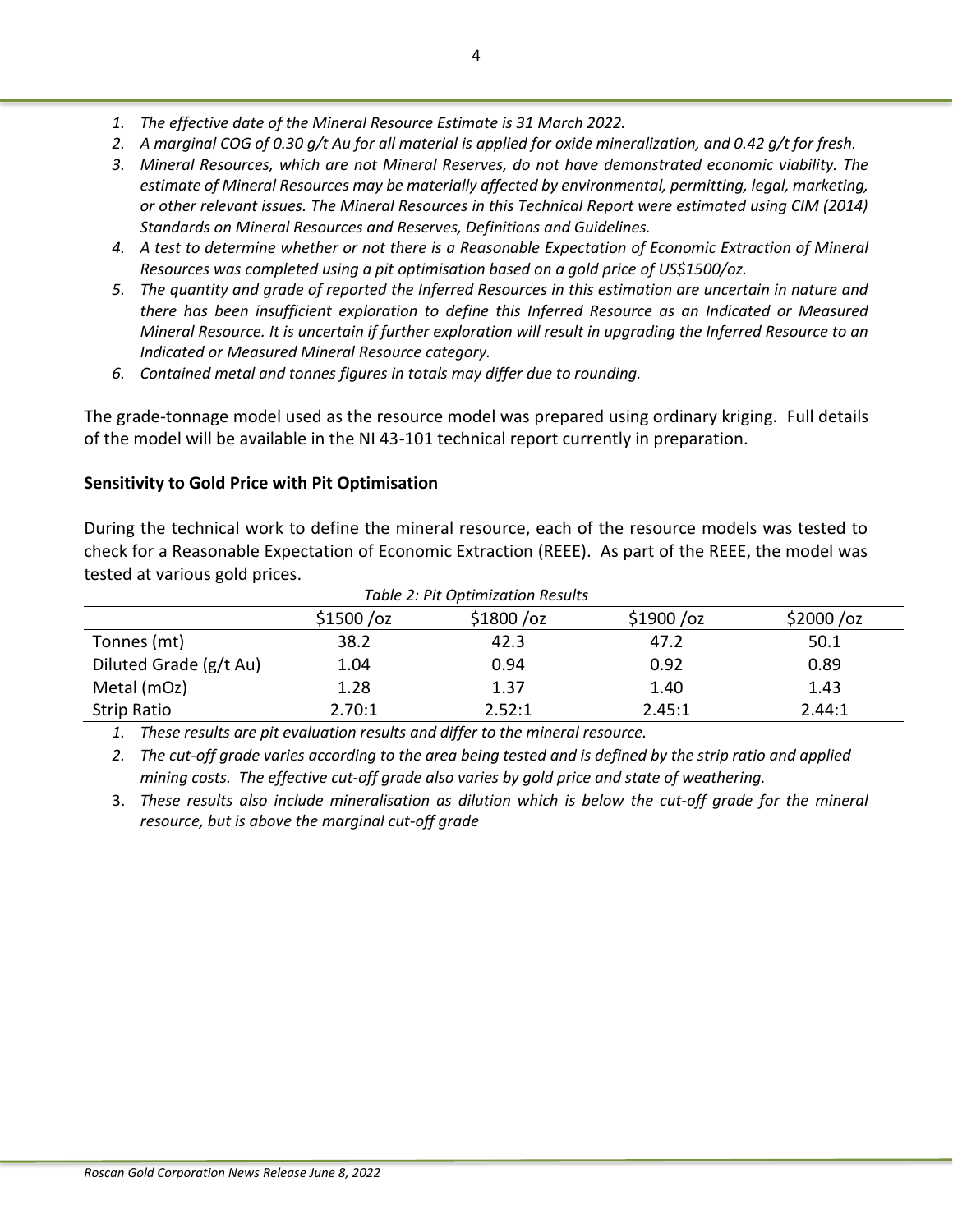1. *The effective date of the Mineral Resource Estimate is 31 March 2022.*
2. *A marginal COG of 0.30 g/t Au for all material is applied for oxide mineralization, and 0.42 g/t for fresh.*
3. *Mineral Resources, which are not Mineral Reserves, do not have demonstrated economic viability. The estimate of Mineral Resources may be materially affected by environmental, permitting, legal, marketing, or other relevant issues. The Mineral Resources in this Technical Report were estimated using CIM (2014) Standards on Mineral Resources and Reserves, Definitions and Guidelines.*
4. *A test to determine whether or not there is a Reasonable Expectation of Economic Extraction of Mineral Resources was completed using a pit optimisation based on a gold price of US$1500/oz.*
5. *The quantity and grade of reported the Inferred Resources in this estimation are uncertain in nature and there has been insufficient exploration to define this Inferred Resource as an Indicated or Measured Mineral Resource. It is uncertain if further exploration will result in upgrading the Inferred Resource to an Indicated or Measured Mineral Resource category.*
6. *Contained metal and tonnes figures in totals may differ due to rounding.*

The grade-tonnage model used as the resource model was prepared using ordinary kriging. Full details of the model will be available in the NI 43-101 technical report currently in preparation.

**Sensitivity to Gold Price with Pit Optimisation**

During the technical work to define the mineral resource, each of the resource models was tested to check for a Reasonable Expectation of Economic Extraction (REEE). As part of the REEE, the model was tested at various gold prices.

*Table 2: Pit Optimization Results*

| | $1500 /oz | $1800 /oz | $1900 /oz | $2000 /oz |
|---|---|---|---|---|
| Tonnes (mt) | 38.2 | 42.3 | 47.2 | 50.1 |
| Diluted Grade (g/t Au) | 1.04 | 0.94 | 0.92 | 0.89 |
| Metal (mOz) | 1.28 | 1.37 | 1.40 | 1.43 |
| Strip Ratio | 2.70:1 | 2.52:1 | 2.45:1 | 2.44:1 |

1. *These results are pit evaluation results and differ to the mineral resource.*
2. *The cut-off grade varies according to the area being tested and is defined by the strip ratio and applied mining costs. The effective cut-off grade also varies by gold price and state of weathering.*
3. *These results also include mineralisation as dilution which is below the cut-off grade for the mineral resource, but is above the marginal cut-off grade*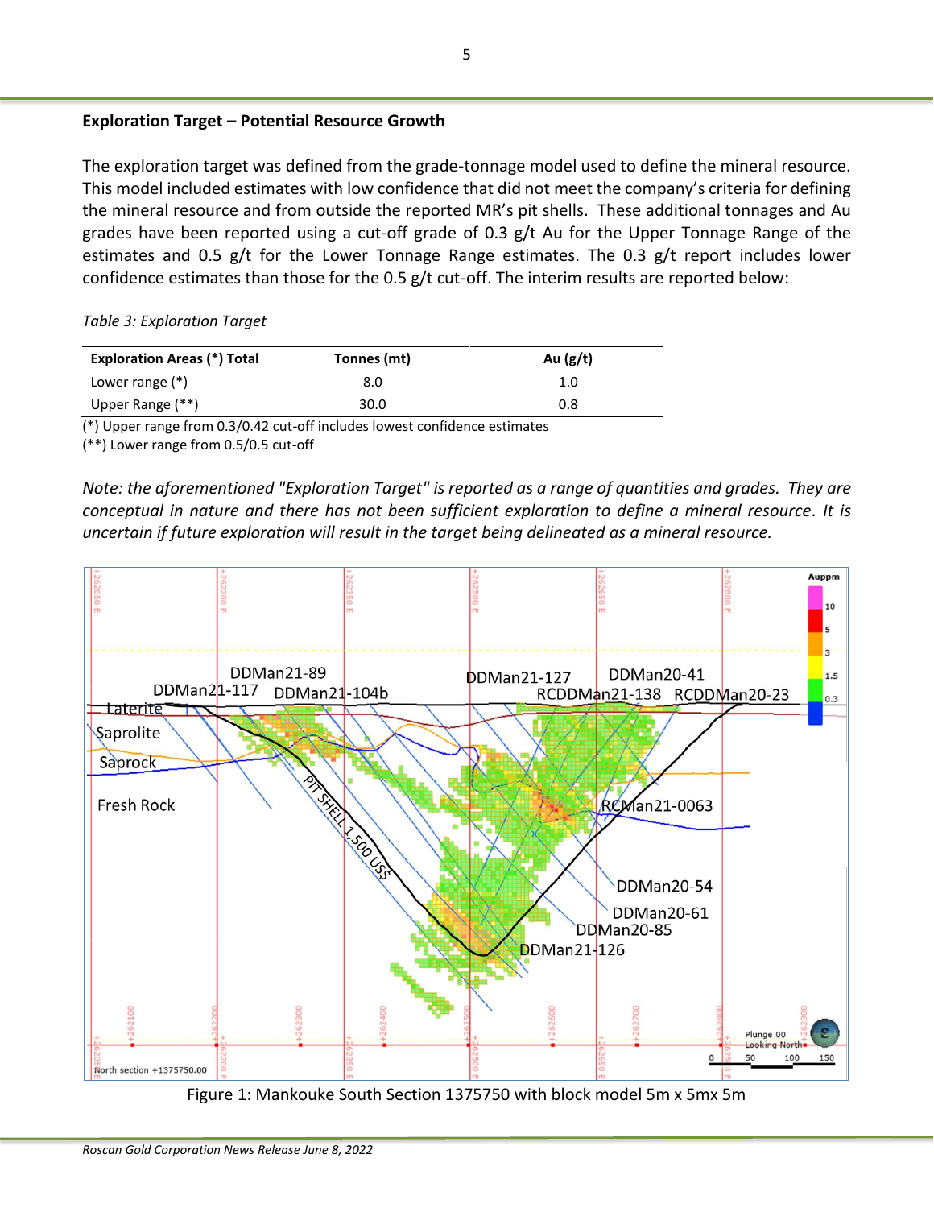**Exploration Target – Potential Resource Growth**

The exploration target was defined from the grade-tonnage model used to define the mineral resource. This model included estimates with low confidence that did not meet the company's criteria for defining the mineral resource and from outside the reported MR's pit shells. These additional tonnages and Au grades have been reported using a cut-off grade of 0.3 g/t Au for the Upper Tonnage Range of the estimates and 0.5 g/t for the Lower Tonnage Range estimates. The 0.3 g/t report includes lower confidence estimates than those for the 0.5 g/t cut-off. The interim results are reported below:

*Table 3: Exploration Target*

| Exploration Areas (*) Total | Tonnes (mt) | Au (g/t) |
|---|---|---|
| Lower range (*) | 8.0 | 1.0 |
| Upper Range (**) | 30.0 | 0.8 |

(*) Upper range from 0.3/0.42 cut-off includes lowest confidence estimates
(**) Lower range from 0.5/0.5 cut-off

*Note: the aforementioned "Exploration Target" is reported as a range of quantities and grades. They are conceptual in nature and there has not been sufficient exploration to define a mineral resource. It is uncertain if future exploration will result in the target being delineated as a mineral resource.*

Figure 1: Mankouke South Section 1375750 with block model 5m x 5mx 5m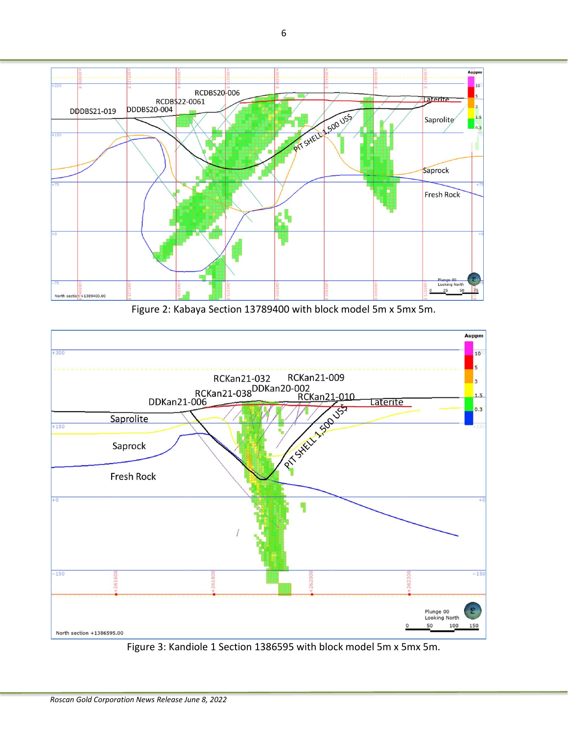Figure 2: Kabaya Section 13789400 with block model 5m x 5mx 5m.

Figure 3: Kandiole 1 Section 1386595 with block model 5m x 5mx 5m.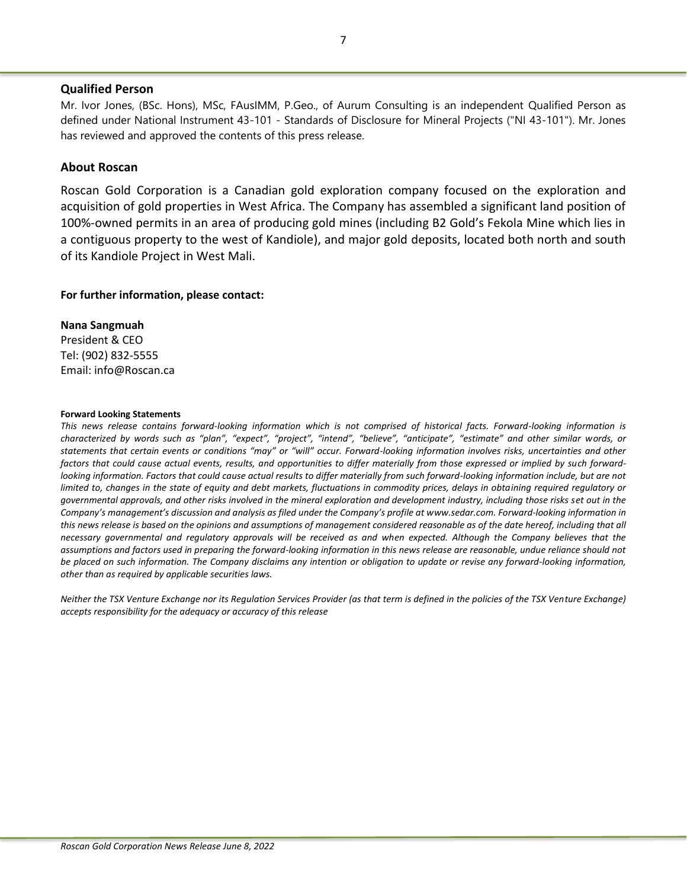## Qualified Person

Mr. Ivor Jones, (BSc. Hons), MSc, FAusIMM, P.Geo., of Aurum Consulting is an independent Qualified Person as defined under National Instrument 43-101 - Standards of Disclosure for Mineral Projects ("NI 43-101"). Mr. Jones has reviewed and approved the contents of this press release.

## About Roscan

Roscan Gold Corporation is a Canadian gold exploration company focused on the exploration and acquisition of gold properties in West Africa. The Company has assembled a significant land position of 100%-owned permits in an area of producing gold mines (including B2 Gold's Fekola Mine which lies in a contiguous property to the west of Kandiole), and major gold deposits, located both north and south of its Kandiole Project in West Mali.

**For further information, please contact:**

**Nana Sangmuah**
President & CEO
Tel: (902) 832-5555
Email: info@Roscan.ca

**Forward Looking Statements**

*This news release contains forward-looking information which is not comprised of historical facts. Forward-looking information is characterized by words such as "plan", "expect", "project", "intend", "believe", "anticipate", "estimate" and other similar words, or statements that certain events or conditions "may" or "will" occur. Forward-looking information involves risks, uncertainties and other factors that could cause actual events, results, and opportunities to differ materially from those expressed or implied by such forward-looking information. Factors that could cause actual results to differ materially from such forward-looking information include, but are not limited to, changes in the state of equity and debt markets, fluctuations in commodity prices, delays in obtaining required regulatory or governmental approvals, and other risks involved in the mineral exploration and development industry, including those risks set out in the Company's management's discussion and analysis as filed under the Company's profile at www.sedar.com. Forward-looking information in this news release is based on the opinions and assumptions of management considered reasonable as of the date hereof, including that all necessary governmental and regulatory approvals will be received as and when expected. Although the Company believes that the assumptions and factors used in preparing the forward-looking information in this news release are reasonable, undue reliance should not be placed on such information. The Company disclaims any intention or obligation to update or revise any forward-looking information, other than as required by applicable securities laws.*

*Neither the TSX Venture Exchange nor its Regulation Services Provider (as that term is defined in the policies of the TSX Venture Exchange) accepts responsibility for the adequacy or accuracy of this release*